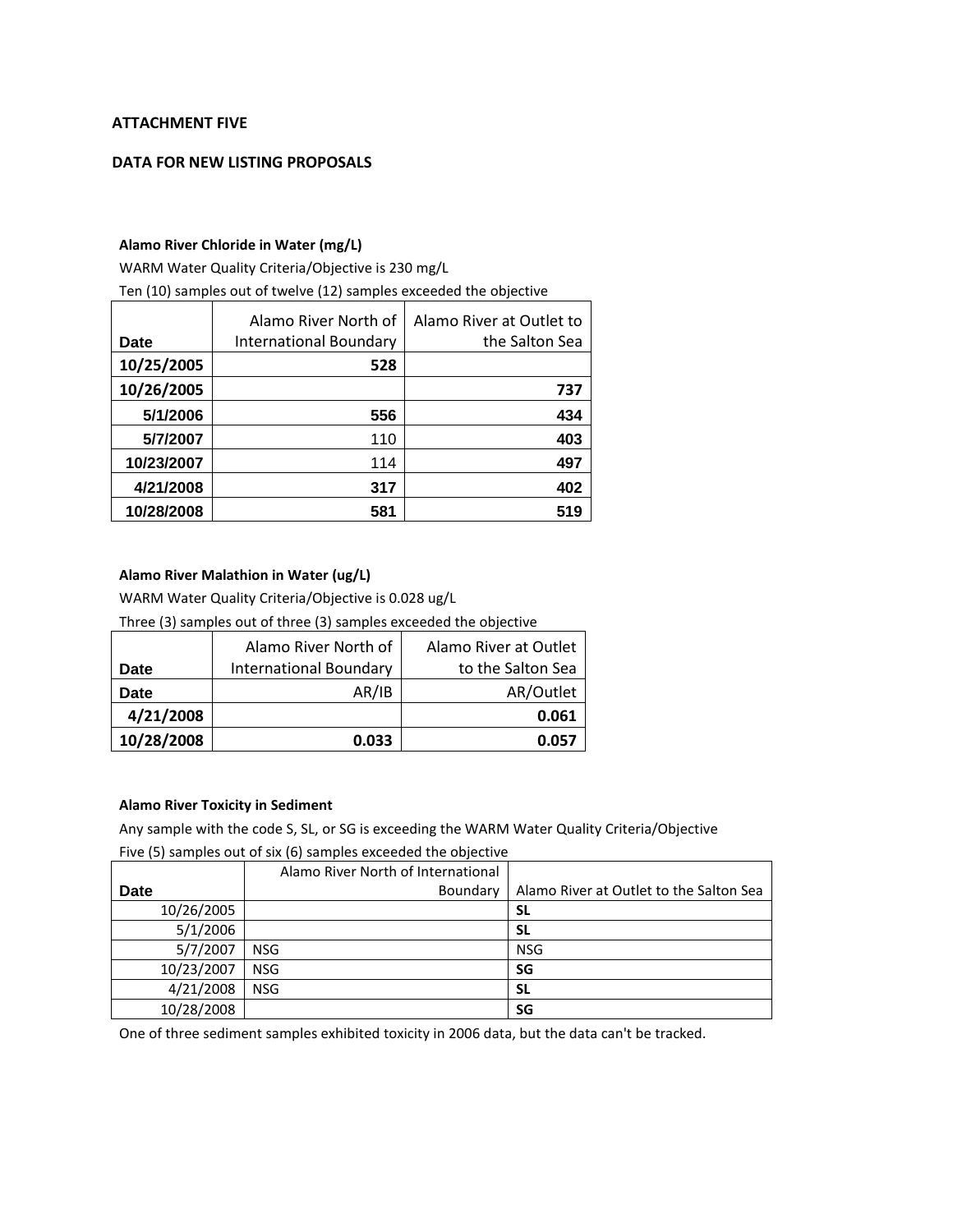**ATTACHMENT FIVE**

**DATA FOR NEW LISTING PROPOSALS**

**Alamo River Chloride in Water (mg/L)**

WARM Water Quality Criteria/Objective is 230 mg/L

Ten (10) samples out of twelve (12) samples exceeded the objective

| Date | Alamo River North of International Boundary | Alamo River at Outlet to the Salton Sea |
|---|---|---|
| **10/25/2005** | **528** | |
| **10/26/2005** | | **737** |
| **5/1/2006** | **556** | **434** |
| **5/7/2007** | 110 | **403** |
| **10/23/2007** | 114 | **497** |
| **4/21/2008** | **317** | **402** |
| **10/28/2008** | **581** | **519** |

**Alamo River Malathion in Water (ug/L)**

WARM Water Quality Criteria/Objective is 0.028 ug/L

Three (3) samples out of three (3) samples exceeded the objective

| Date | Alamo River North of International Boundary | Alamo River at Outlet to the Salton Sea |
|---|---|---|
| **Date** | AR/IB | AR/Outlet |
| **4/21/2008** | | **0.061** |
| **10/28/2008** | **0.033** | **0.057** |

**Alamo River Toxicity in Sediment**

Any sample with the code S, SL, or SG is exceeding the WARM Water Quality Criteria/Objective

Five (5) samples out of six (6) samples exceeded the objective

| Date | Alamo River North of International Boundary | Alamo River at Outlet to the Salton Sea |
|---|---|---|
| 10/26/2005 | | **SL** |
| 5/1/2006 | | **SL** |
| 5/7/2007 | NSG | NSG |
| 10/23/2007 | NSG | **SG** |
| 4/21/2008 | NSG | **SL** |
| 10/28/2008 | | **SG** |

One of three sediment samples exhibited toxicity in 2006 data, but the data can't be tracked.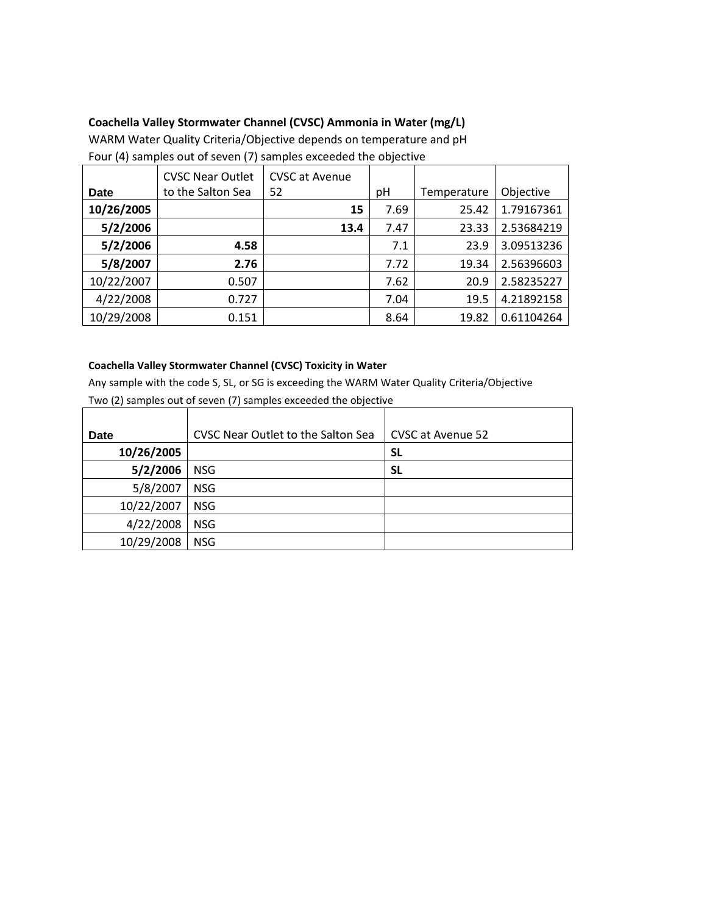**Coachella Valley Stormwater Channel (CVSC) Ammonia in Water (mg/L)**

WARM Water Quality Criteria/Objective depends on temperature and pH

Four (4) samples out of seven (7) samples exceeded the objective

| Date | CVSC Near Outlet to the Salton Sea | CVSC at Avenue 52 | pH | Temperature | Objective |
|---|---|---|---|---|---|
| **10/26/2005** | | **15** | 7.69 | 25.42 | 1.79167361 |
| **5/2/2006** | | **13.4** | 7.47 | 23.33 | 2.53684219 |
| **5/2/2006** | **4.58** | | 7.1 | 23.9 | 3.09513236 |
| **5/8/2007** | **2.76** | | 7.72 | 19.34 | 2.56396603 |
| 10/22/2007 | 0.507 | | 7.62 | 20.9 | 2.58235227 |
| 4/22/2008 | 0.727 | | 7.04 | 19.5 | 4.21892158 |
| 10/29/2008 | 0.151 | | 8.64 | 19.82 | 0.61104264 |

**Coachella Valley Stormwater Channel (CVSC) Toxicity in Water**

Any sample with the code S, SL, or SG is exceeding the WARM Water Quality Criteria/Objective

Two (2) samples out of seven (7) samples exceeded the objective

| Date | CVSC Near Outlet to the Salton Sea | CVSC at Avenue 52 |
|---|---|---|
| **10/26/2005** | | **SL** |
| **5/2/2006** | NSG | **SL** |
| 5/8/2007 | NSG | |
| 10/22/2007 | NSG | |
| 4/22/2008 | NSG | |
| 10/29/2008 | NSG | |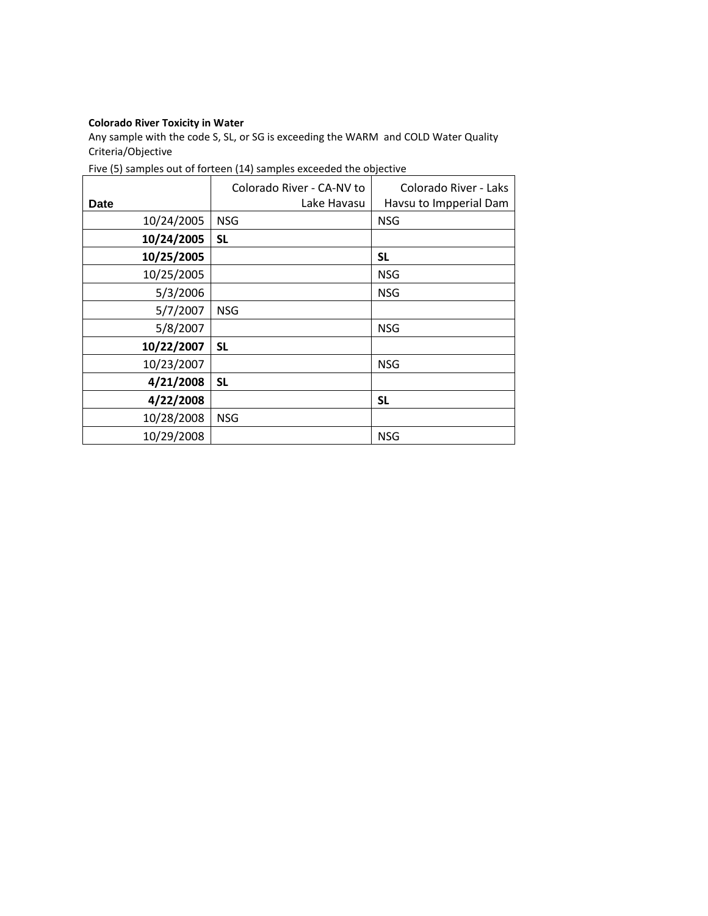**Colorado River Toxicity in Water**

Any sample with the code S, SL, or SG is exceeding the WARM and COLD Water Quality Criteria/Objective

Five (5) samples out of forteen (14) samples exceeded the objective

| Date | Colorado River - CA-NV to Lake Havasu | Colorado River - Laks Havsu to Impperial Dam |
|---|---|---|
| 10/24/2005 | NSG | NSG |
| **10/24/2005** | **SL** | |
| **10/25/2005** | | **SL** |
| 10/25/2005 | | NSG |
| 5/3/2006 | | NSG |
| 5/7/2007 | NSG | |
| 5/8/2007 | | NSG |
| **10/22/2007** | **SL** | |
| 10/23/2007 | | NSG |
| **4/21/2008** | **SL** | |
| **4/22/2008** | | **SL** |
| 10/28/2008 | NSG | |
| 10/29/2008 | | NSG |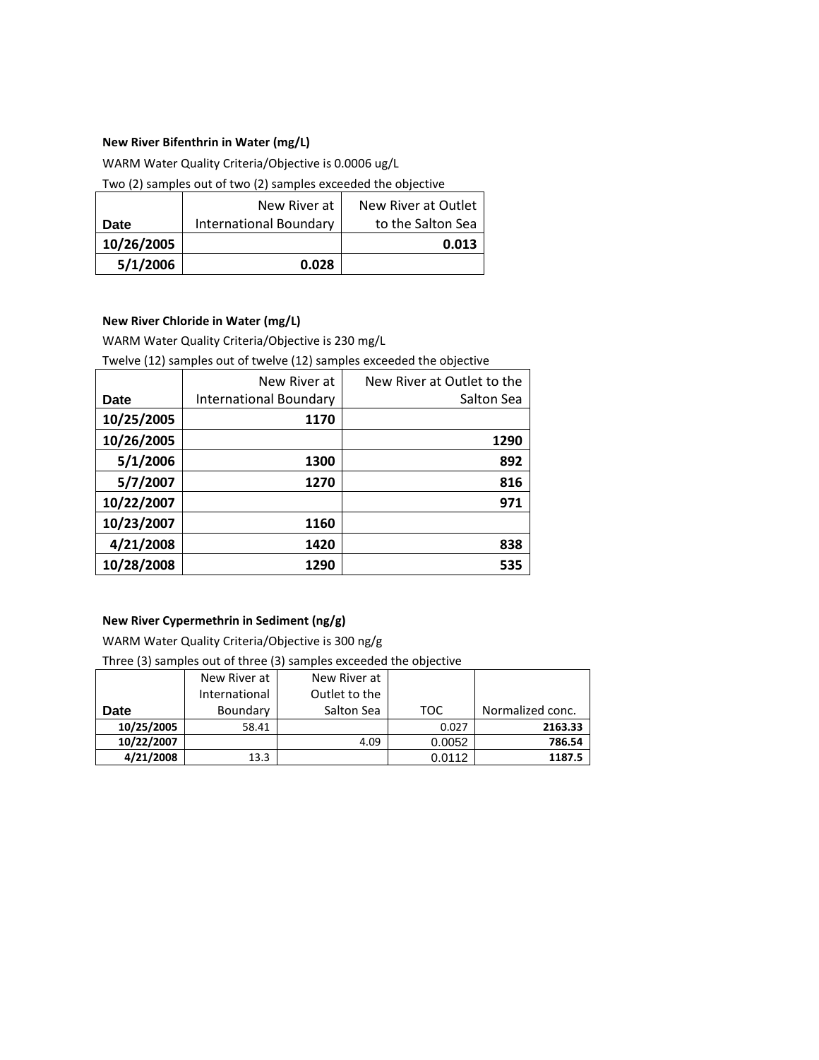**New River Bifenthrin in Water (mg/L)**

WARM Water Quality Criteria/Objective is 0.0006 ug/L

Two (2) samples out of two (2) samples exceeded the objective

| Date | New River at International Boundary | New River at Outlet to the Salton Sea |
|---|---|---|
| **10/26/2005** | | **0.013** |
| **5/1/2006** | **0.028** | |

**New River Chloride in Water (mg/L)**

WARM Water Quality Criteria/Objective is 230 mg/L

Twelve (12) samples out of twelve (12) samples exceeded the objective

| Date | New River at International Boundary | New River at Outlet to the Salton Sea |
|---|---|---|
| **10/25/2005** | **1170** | |
| **10/26/2005** | | **1290** |
| **5/1/2006** | **1300** | **892** |
| **5/7/2007** | **1270** | **816** |
| **10/22/2007** | | **971** |
| **10/23/2007** | **1160** | |
| **4/21/2008** | **1420** | **838** |
| **10/28/2008** | **1290** | **535** |

**New River Cypermethrin in Sediment (ng/g)**

WARM Water Quality Criteria/Objective is 300 ng/g

Three (3) samples out of three (3) samples exceeded the objective

| Date | New River at International Boundary | New River at Outlet to the Salton Sea | TOC | Normalized conc. |
|---|---|---|---|---|
| **10/25/2005** | 58.41 | | 0.027 | **2163.33** |
| **10/22/2007** | | 4.09 | 0.0052 | **786.54** |
| **4/21/2008** | 13.3 | | 0.0112 | **1187.5** |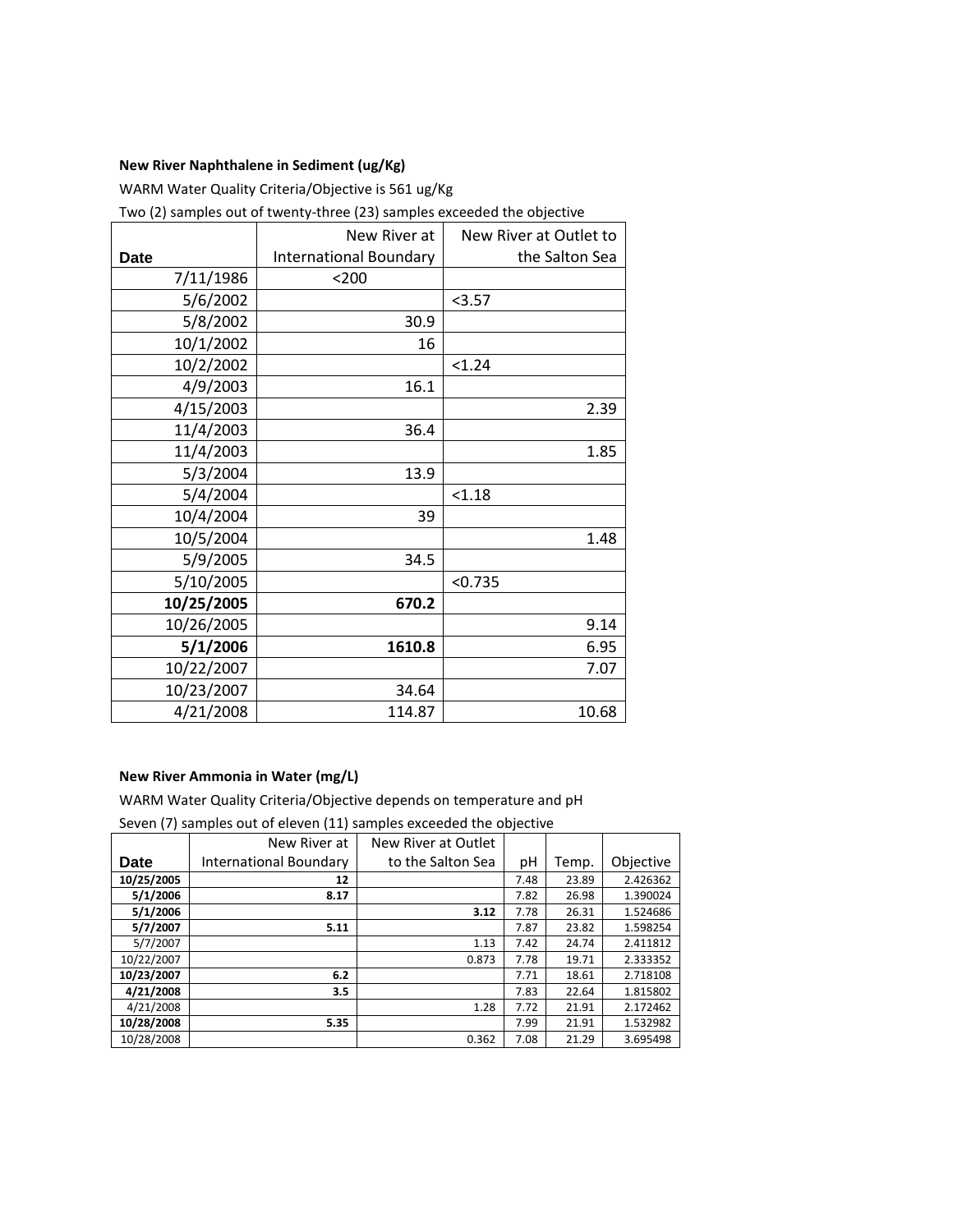**New River Naphthalene in Sediment (ug/Kg)**

WARM Water Quality Criteria/Objective is 561 ug/Kg

Two (2) samples out of twenty-three (23) samples exceeded the objective

| Date | New River at International Boundary | New River at Outlet to the Salton Sea |
|---|---|---|
| 7/11/1986 | <200 | |
| 5/6/2002 | | <3.57 |
| 5/8/2002 | 30.9 | |
| 10/1/2002 | 16 | |
| 10/2/2002 | | <1.24 |
| 4/9/2003 | 16.1 | |
| 4/15/2003 | | 2.39 |
| 11/4/2003 | 36.4 | |
| 11/4/2003 | | 1.85 |
| 5/3/2004 | 13.9 | |
| 5/4/2004 | | <1.18 |
| 10/4/2004 | 39 | |
| 10/5/2004 | | 1.48 |
| 5/9/2005 | 34.5 | |
| 5/10/2005 | | <0.735 |
| **10/25/2005** | **670.2** | |
| 10/26/2005 | | 9.14 |
| **5/1/2006** | **1610.8** | 6.95 |
| 10/22/2007 | | 7.07 |
| 10/23/2007 | 34.64 | |
| 4/21/2008 | 114.87 | 10.68 |

**New River Ammonia in Water (mg/L)**

WARM Water Quality Criteria/Objective depends on temperature and pH

Seven (7) samples out of eleven (11) samples exceeded the objective

| Date | New River at International Boundary | New River at Outlet to the Salton Sea | pH | Temp. | Objective |
|---|---|---|---|---|---|
| **10/25/2005** | **12** | | 7.48 | 23.89 | 2.426362 |
| **5/1/2006** | **8.17** | | 7.82 | 26.98 | 1.390024 |
| **5/1/2006** | | **3.12** | 7.78 | 26.31 | 1.524686 |
| **5/7/2007** | **5.11** | | 7.87 | 23.82 | 1.598254 |
| 5/7/2007 | | 1.13 | 7.42 | 24.74 | 2.411812 |
| 10/22/2007 | | 0.873 | 7.78 | 19.71 | 2.333352 |
| **10/23/2007** | **6.2** | | 7.71 | 18.61 | 2.718108 |
| **4/21/2008** | **3.5** | | 7.83 | 22.64 | 1.815802 |
| 4/21/2008 | | 1.28 | 7.72 | 21.91 | 2.172462 |
| **10/28/2008** | **5.35** | | 7.99 | 21.91 | 1.532982 |
| 10/28/2008 | | 0.362 | 7.08 | 21.29 | 3.695498 |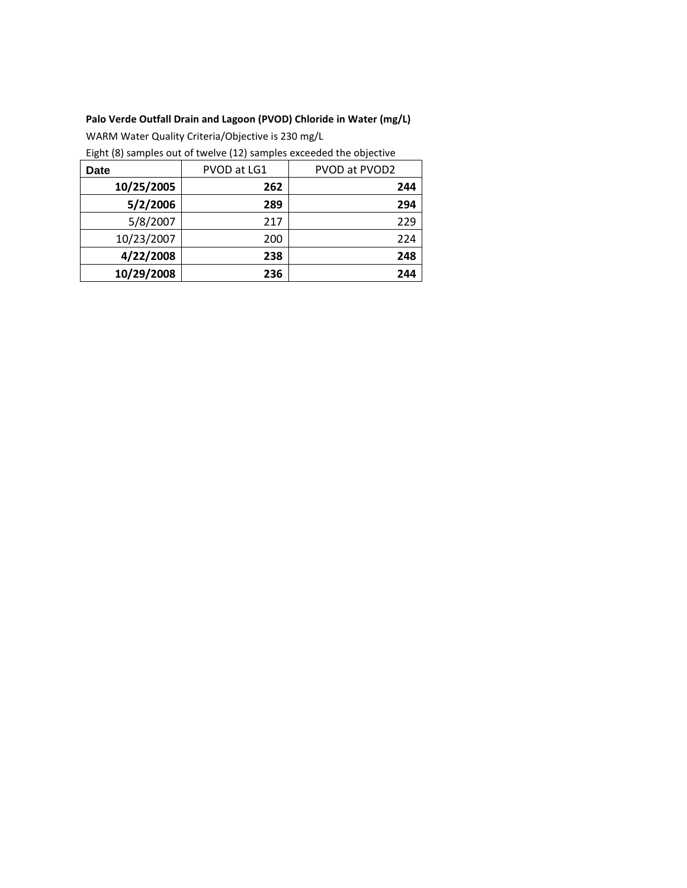**Palo Verde Outfall Drain and Lagoon (PVOD) Chloride in Water (mg/L)**

WARM Water Quality Criteria/Objective is 230 mg/L

Eight (8) samples out of twelve (12) samples exceeded the objective

| **Date** | PVOD at LG1 | PVOD at PVOD2 |
|---|---|---|
| **10/25/2005** | **262** | **244** |
| **5/2/2006** | **289** | **294** |
| 5/8/2007 | 217 | 229 |
| 10/23/2007 | 200 | 224 |
| **4/22/2008** | **238** | **248** |
| **10/29/2008** | **236** | **244** |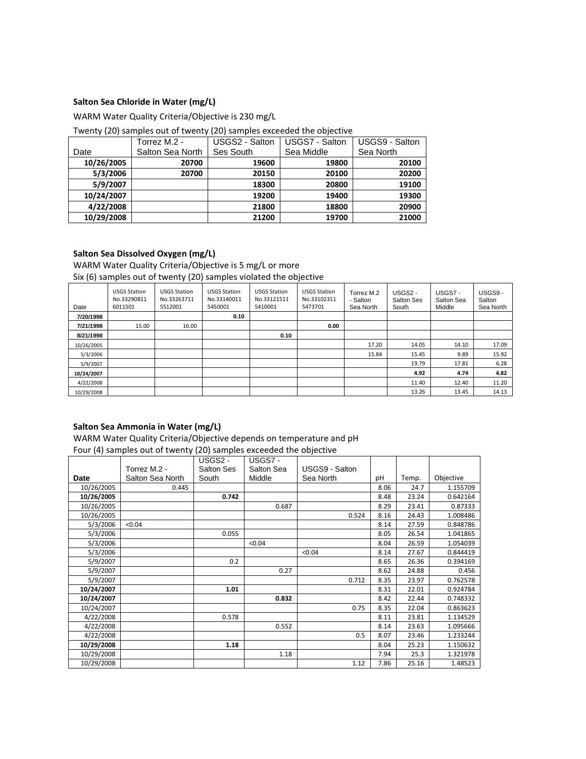**Salton Sea Chloride in Water (mg/L)**

WARM Water Quality Criteria/Objective is 230 mg/L

Twenty (20) samples out of twenty (20) samples exceeded the objective

| Date | Torrez M.2 - Salton Sea North | USGS2 - Salton Ses South | USGS7 - Salton Sea Middle | USGS9 - Salton Sea North |
|---|---|---|---|---|
| **10/26/2005** | **20700** | **19600** | **19800** | **20100** |
| **5/3/2006** | **20700** | **20150** | **20100** | **20200** |
| **5/9/2007** | | **18300** | **20800** | **19100** |
| **10/24/2007** | | **19200** | **19400** | **19300** |
| **4/22/2008** | | **21800** | **18800** | **20900** |
| **10/29/2008** | | **21200** | **19700** | **21000** |

**Salton Sea Dissolved Oxygen (mg/L)**

WARM Water Quality Criteria/Objective is 5 mg/L or more

Six (6) samples out of twenty (20) samples violated the objective

| Date | USGS Station No.332908116011501 | USGS Station No.332637115512001 | USGS Station No.331400115450001 | USGS Station No.331215115410001 | USGS Station No.331023115473701 | Torrez M.2 - Salton Sea North | USGS2 - Salton Ses South | USGS7 - Salton Sea Middle | USGS9 - Salton Sea North |
|---|---|---|---|---|---|---|---|---|---|
| **7/20/1998** | | | **0.10** | | | | | | |
| **7/21/1998** | 15.00 | 16.00 | | | **0.00** | | | | |
| **8/21/1998** | | | | **0.10** | | | | | |
| 10/26/2005 | | | | | | 17.20 | 14.05 | 14.10 | 17.09 |
| 5/3/2006 | | | | | | 15.84 | 15.45 | 9.89 | 15.92 |
| 5/9/2007 | | | | | | | 19.79 | 17.81 | 6.28 |
| **10/24/2007** | | | | | | | **4.92** | **4.74** | **4.82** |
| 4/22/2008 | | | | | | | 11.40 | 12.40 | 11.20 |
| 10/29/2008 | | | | | | | 13.26 | 13.45 | 14.13 |

**Salton Sea Ammonia in Water (mg/L)**

WARM Water Quality Criteria/Objective depends on temperature and pH

Four (4) samples out of twenty (20) samples exceeded the objective

| Date | Torrez M.2 - Salton Sea North | USGS2 - Salton Ses South | USGS7 - Salton Sea Middle | USGS9 - Salton Sea North | pH | Temp. | Objective |
|---|---|---|---|---|---|---|---|
| 10/26/2005 | 0.445 | | | | 8.06 | 24.7 | 1.155709 |
| **10/26/2005** | | **0.742** | | | 8.48 | 23.24 | 0.642164 |
| 10/26/2005 | | | 0.687 | | 8.29 | 23.41 | 0.87333 |
| 10/26/2005 | | | | 0.524 | 8.16 | 24.43 | 1.008486 |
| 5/3/2006 | <0.04 | | | | 8.14 | 27.59 | 0.848786 |
| 5/3/2006 | | 0.055 | | | 8.05 | 26.54 | 1.041865 |
| 5/3/2006 | | | <0.04 | | 8.04 | 26.59 | 1.054039 |
| 5/3/2006 | | | | <0.04 | 8.14 | 27.67 | 0.844419 |
| 5/9/2007 | | 0.2 | | | 8.65 | 26.36 | 0.394169 |
| 5/9/2007 | | | 0.27 | | 8.62 | 24.88 | 0.456 |
| 5/9/2007 | | | | 0.712 | 8.35 | 23.97 | 0.762578 |
| **10/24/2007** | | **1.01** | | | 8.31 | 22.01 | 0.924784 |
| **10/24/2007** | | | **0.832** | | 8.42 | 22.44 | 0.748332 |
| 10/24/2007 | | | | 0.75 | 8.35 | 22.04 | 0.863623 |
| 4/22/2008 | | 0.578 | | | 8.11 | 23.81 | 1.134529 |
| 4/22/2008 | | | 0.552 | | 8.14 | 23.63 | 1.095666 |
| 4/22/2008 | | | | 0.5 | 8.07 | 23.46 | 1.233244 |
| **10/29/2008** | | **1.18** | | | 8.04 | 25.23 | 1.150632 |
| 10/29/2008 | | | 1.18 | | 7.94 | 25.3 | 1.321978 |
| 10/29/2008 | | | | 1.12 | 7.86 | 25.16 | 1.48523 |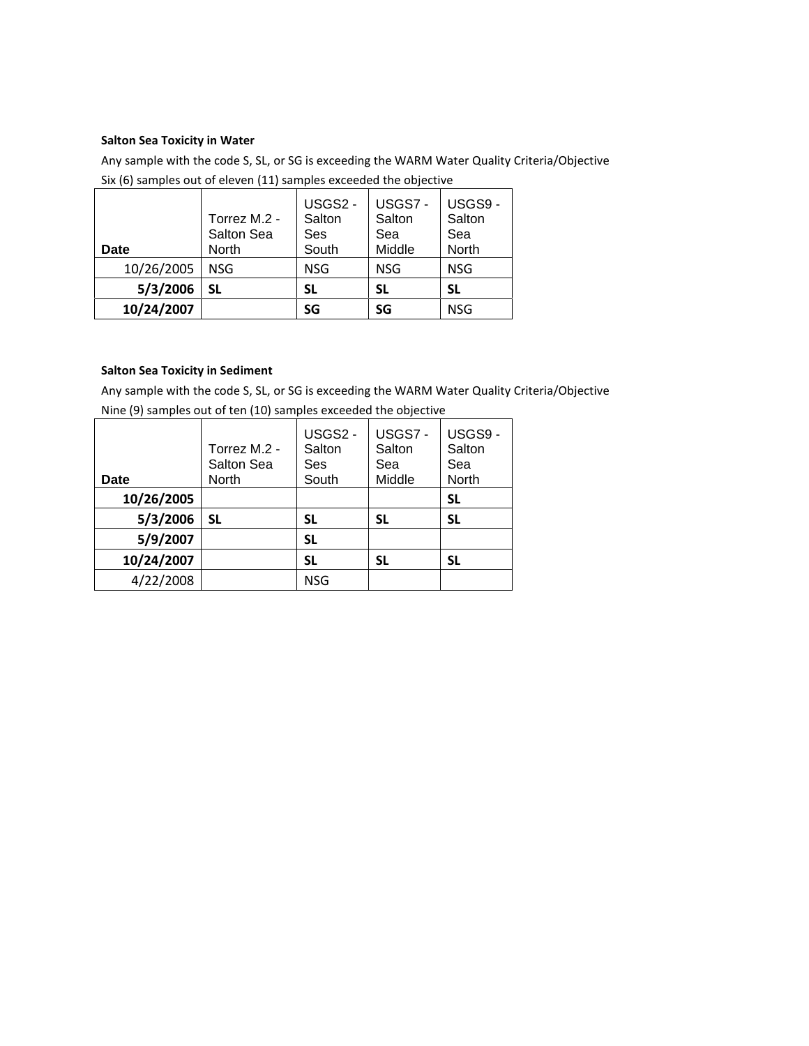**Salton Sea Toxicity in Water**

Any sample with the code S, SL, or SG is exceeding the WARM Water Quality Criteria/Objective

Six (6) samples out of eleven (11) samples exceeded the objective

| Date | Torrez M.2 - Salton Sea North | USGS2 - Salton Ses South | USGS7 - Salton Sea Middle | USGS9 - Salton Sea North |
|---|---|---|---|---|
| 10/26/2005 | NSG | NSG | NSG | NSG |
| **5/3/2006** | **SL** | **SL** | **SL** | **SL** |
| **10/24/2007** | | **SG** | **SG** | NSG |

**Salton Sea Toxicity in Sediment**

Any sample with the code S, SL, or SG is exceeding the WARM Water Quality Criteria/Objective

Nine (9) samples out of ten (10) samples exceeded the objective

| Date | Torrez M.2 - Salton Sea North | USGS2 - Salton Ses South | USGS7 - Salton Sea Middle | USGS9 - Salton Sea North |
|---|---|---|---|---|
| **10/26/2005** | | | | **SL** |
| **5/3/2006** | **SL** | **SL** | **SL** | **SL** |
| **5/9/2007** | | **SL** | | |
| **10/24/2007** | | **SL** | **SL** | **SL** |
| 4/22/2008 | | NSG | | |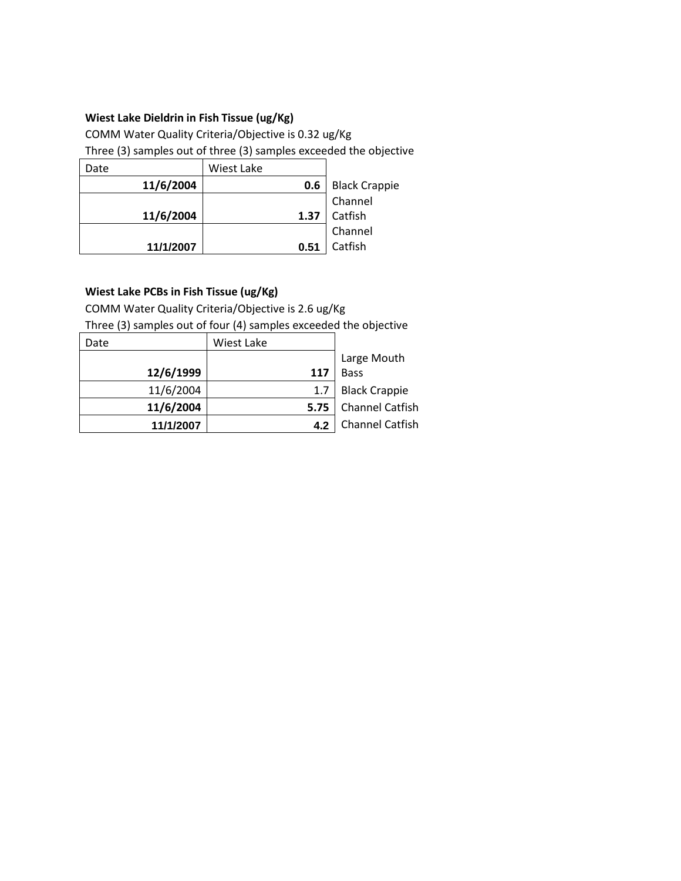**Wiest Lake Dieldrin in Fish Tissue (ug/Kg)**

COMM Water Quality Criteria/Objective is 0.32 ug/Kg

Three (3) samples out of three (3) samples exceeded the objective

| Date | Wiest Lake | |
|---|---|---|
| **11/6/2004** | **0.6** | Black Crappie |
| **11/6/2004** | **1.37** | Channel Catfish |
| **11/1/2007** | **0.51** | Channel Catfish |

**Wiest Lake PCBs in Fish Tissue (ug/Kg)**

COMM Water Quality Criteria/Objective is 2.6 ug/Kg

Three (3) samples out of four (4) samples exceeded the objective

| Date | Wiest Lake | |
|---|---|---|
| **12/6/1999** | **117** | Large Mouth Bass |
| 11/6/2004 | 1.7 | Black Crappie |
| **11/6/2004** | **5.75** | Channel Catfish |
| **11/1/2007** | **4.2** | Channel Catfish |